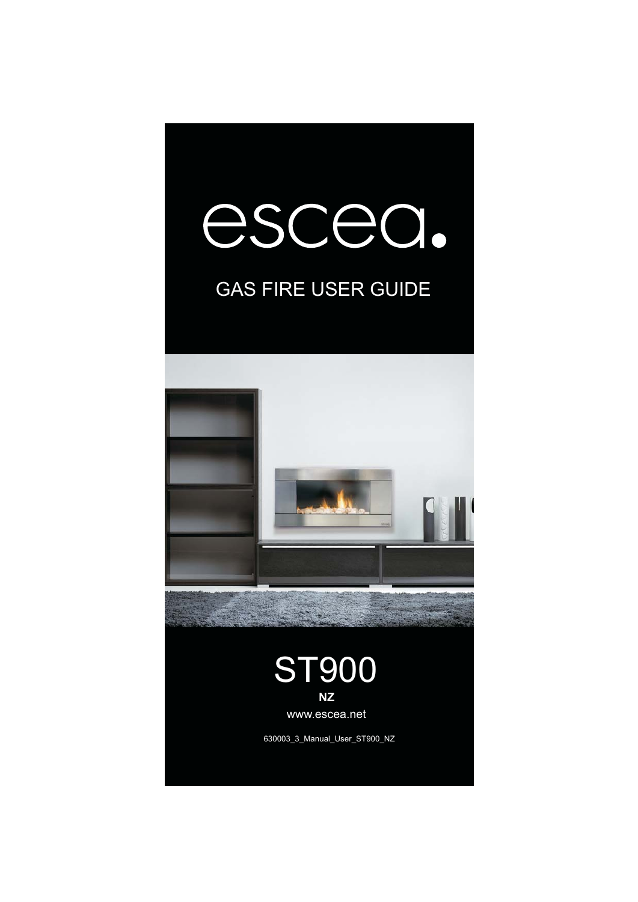# escea.

## GAS FIRE USER GUIDE

# ST900

**NZ**

www.escea.net

630003_3_Manual_User_ST900_NZ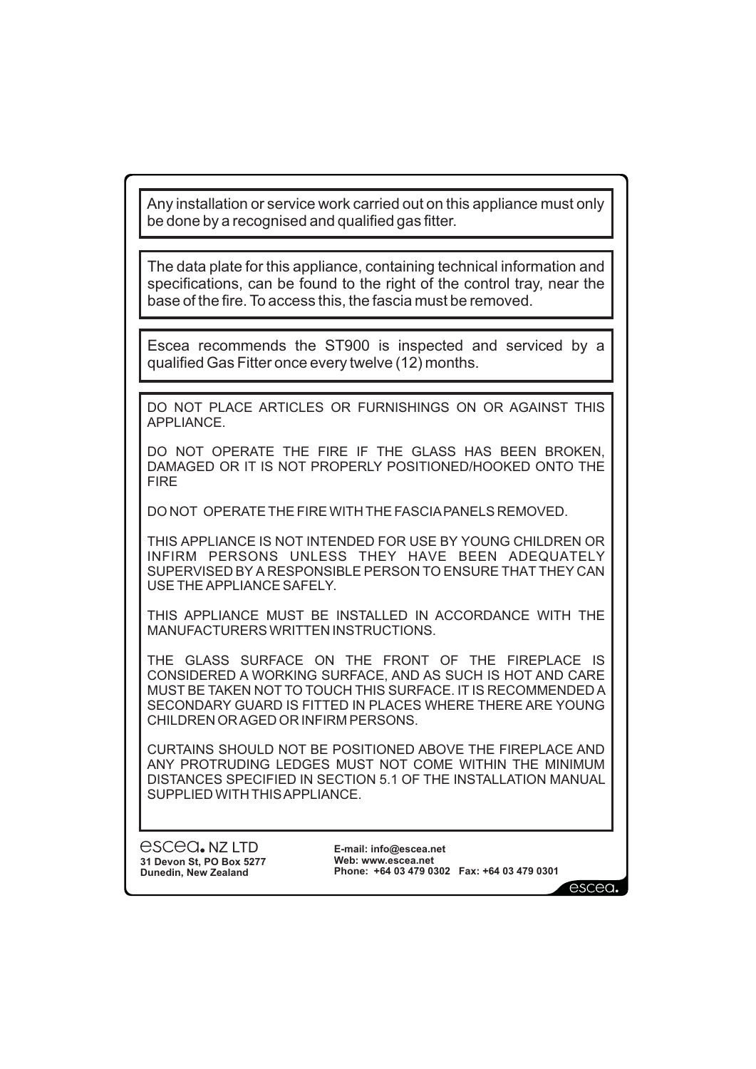Any installation or service work carried out on this appliance must only be done by a recognised and qualified gas fitter.

The data plate for this appliance, containing technical information and specifications, can be found to the right of the control tray, near the base of the fire. To access this, the fascia must be removed.

Escea recommends the ST900 is inspected and serviced by a qualified Gas Fitter once every twelve (12) months.

DO NOT PLACE ARTICLES OR FURNISHINGS ON OR AGAINST THIS APPLIANCE.

DO NOT OPERATE THE FIRE IF THE GLASS HAS BEEN BROKEN, DAMAGED OR IT IS NOT PROPERLY POSITIONED/HOOKED ONTO THE FIRE

DO NOT OPERATE THE FIRE WITH THE FASCIA PANELS REMOVED.

THIS APPLIANCE IS NOT INTENDED FOR USE BY YOUNG CHILDREN OR INFIRM PERSONS UNLESS THEY HAVE BEEN ADEQUATELY SUPERVISED BY A RESPONSIBLE PERSON TO ENSURE THAT THEY CAN USE THE APPLIANCE SAFELY.

THIS APPLIANCE MUST BE INSTALLED IN ACCORDANCE WITH THE MANUFACTURERS WRITTEN INSTRUCTIONS.

THE GLASS SURFACE ON THE FRONT OF THE FIREPLACE IS CONSIDERED A WORKING SURFACE, AND AS SUCH IS HOT AND CARE MUST BE TAKEN NOT TO TOUCH THIS SURFACE. IT IS RECOMMENDED A SECONDARY GUARD IS FITTED IN PLACES WHERE THERE ARE YOUNG CHILDREN OR AGED OR INFIRM PERSONS.

CURTAINS SHOULD NOT BE POSITIONED ABOVE THE FIREPLACE AND ANY PROTRUDING LEDGES MUST NOT COME WITHIN THE MINIMUM DISTANCES SPECIFIED IN SECTION 5.1 OF THE INSTALLATION MANUAL SUPPLIED WITH THIS APPLIANCE.

escea. NZ LTD
**31 Devon St, PO Box 5277**
**Dunedin, New Zealand**

**E-mail: info@escea.net**
**Web: www.escea.net**
**Phone: +64 03 479 0302 Fax: +64 03 479 0301**

escea.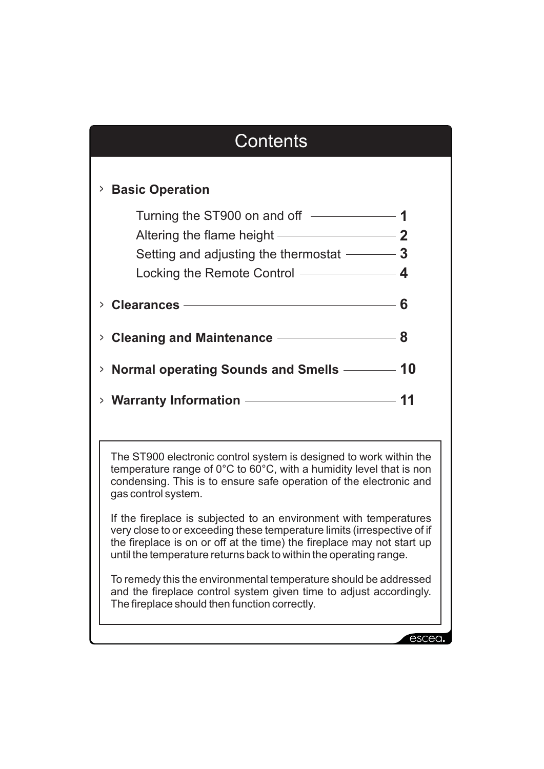# Contents

- **Basic Operation**
  - Turning the ST900 on and off — 1
  - Altering the flame height — 2
  - Setting and adjusting the thermostat — 3
  - Locking the Remote Control — 4
- **Clearances** — 6
- **Cleaning and Maintenance** — 8
- **Normal operating Sounds and Smells** — 10
- **Warranty Information** — 11

The ST900 electronic control system is designed to work within the temperature range of 0°C to 60°C, with a humidity level that is non condensing. This is to ensure safe operation of the electronic and gas control system.

If the fireplace is subjected to an environment with temperatures very close to or exceeding these temperature limits (irrespective of if the fireplace is on or off at the time) the fireplace may not start up until the temperature returns back to within the operating range.

To remedy this the environmental temperature should be addressed and the fireplace control system given time to adjust accordingly. The fireplace should then function correctly.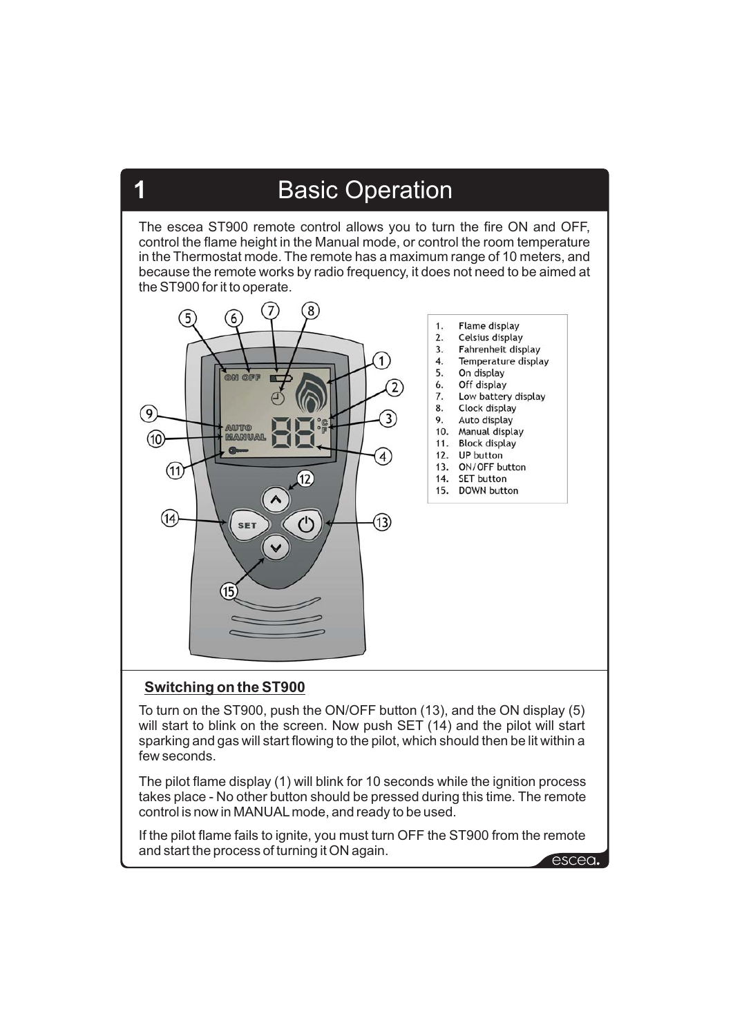# 1 Basic Operation

The escea ST900 remote control allows you to turn the fire ON and OFF, control the flame height in the Manual mode, or control the room temperature in the Thermostat mode. The remote has a maximum range of 10 meters, and because the remote works by radio frequency, it does not need to be aimed at the ST900 for it to operate.

1. Flame display
2. Celsius display
3. Fahrenheit display
4. Temperature display
5. On display
6. Off display
7. Low battery display
8. Clock display
9. Auto display
10. Manual display
11. Block display
12. UP button
13. ON/OFF button
14. SET button
15. DOWN button

## Switching on the ST900

To turn on the ST900, push the ON/OFF button (13), and the ON display (5) will start to blink on the screen. Now push SET (14) and the pilot will start sparking and gas will start flowing to the pilot, which should then be lit within a few seconds.

The pilot flame display (1) will blink for 10 seconds while the ignition process takes place - No other button should be pressed during this time. The remote control is now in MANUAL mode, and ready to be used.

If the pilot flame fails to ignite, you must turn OFF the ST900 from the remote and start the process of turning it ON again.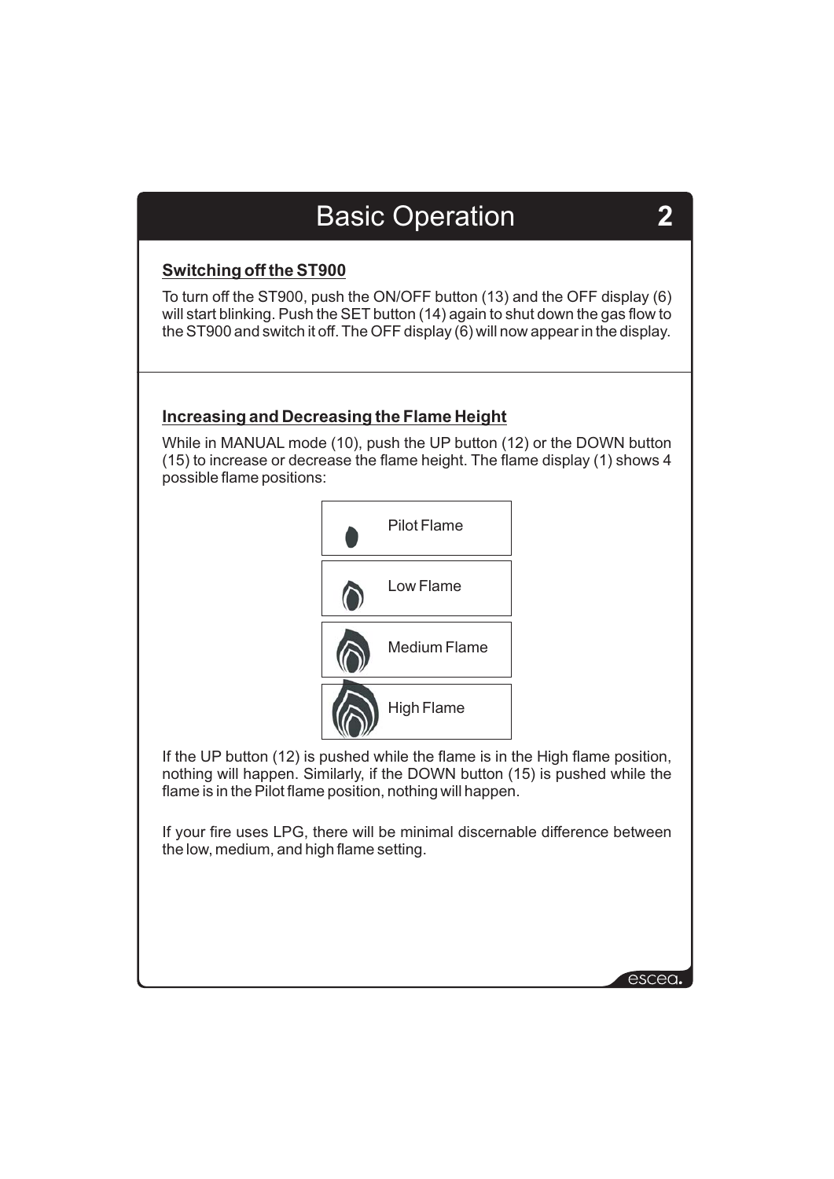# Basic Operation

## Switching off the ST900

To turn off the ST900, push the ON/OFF button (13) and the OFF display (6) will start blinking. Push the SET button (14) again to shut down the gas flow to the ST900 and switch it off. The OFF display (6) will now appear in the display.

## Increasing and Decreasing the Flame Height

While in MANUAL mode (10), push the UP button (12) or the DOWN button (15) to increase or decrease the flame height. The flame display (1) shows 4 possible flame positions:

- Pilot Flame
- Low Flame
- Medium Flame
- High Flame

If the UP button (12) is pushed while the flame is in the High flame position, nothing will happen. Similarly, if the DOWN button (15) is pushed while the flame is in the Pilot flame position, nothing will happen.

If your fire uses LPG, there will be minimal discernable difference between the low, medium, and high flame setting.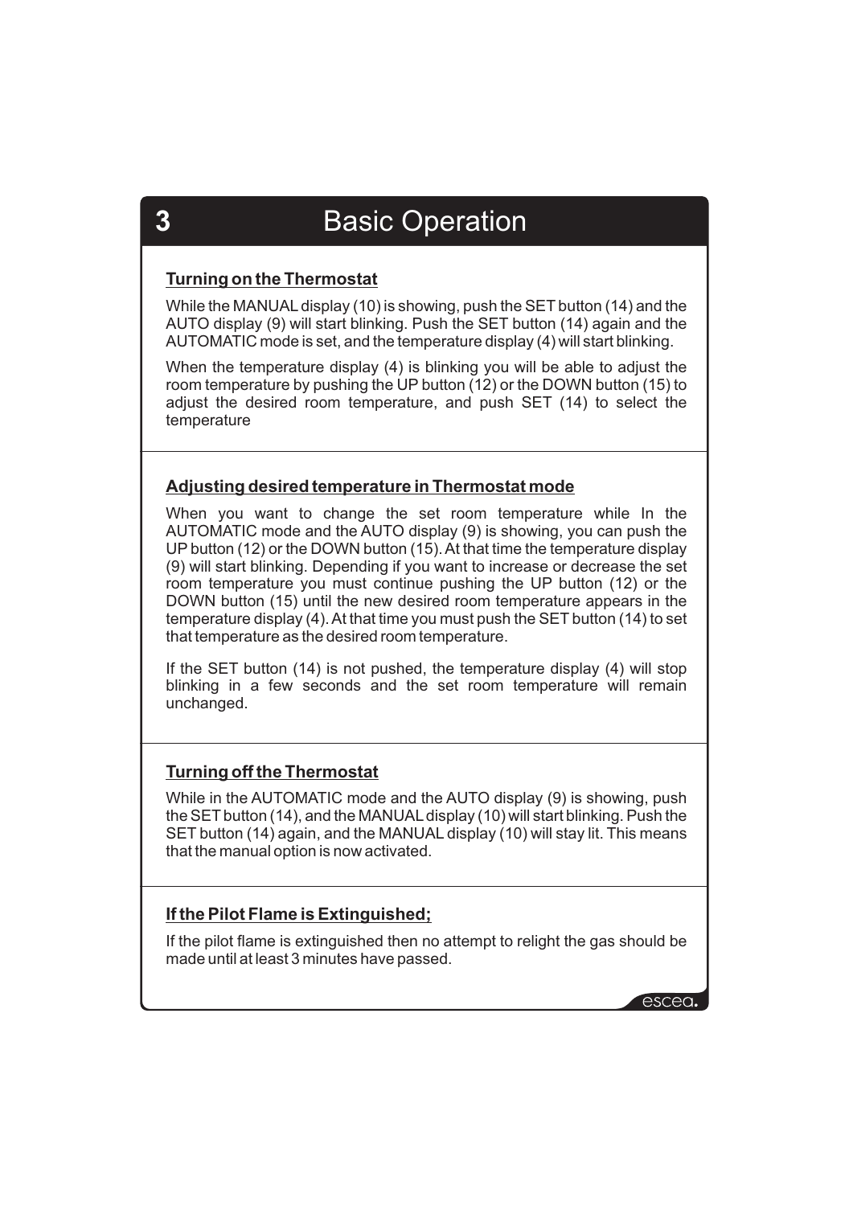# 3 Basic Operation

**Turning on the Thermostat**

While the MANUAL display (10) is showing, push the SET button (14) and the AUTO display (9) will start blinking. Push the SET button (14) again and the AUTOMATIC mode is set, and the temperature display (4) will start blinking.

When the temperature display (4) is blinking you will be able to adjust the room temperature by pushing the UP button (12) or the DOWN button (15) to adjust the desired room temperature, and push SET (14) to select the temperature

**Adjusting desired temperature in Thermostat mode**

When you want to change the set room temperature while In the AUTOMATIC mode and the AUTO display (9) is showing, you can push the UP button (12) or the DOWN button (15). At that time the temperature display (9) will start blinking. Depending if you want to increase or decrease the set room temperature you must continue pushing the UP button (12) or the DOWN button (15) until the new desired room temperature appears in the temperature display (4). At that time you must push the SET button (14) to set that temperature as the desired room temperature.

If the SET button (14) is not pushed, the temperature display (4) will stop blinking in a few seconds and the set room temperature will remain unchanged.

**Turning off the Thermostat**

While in the AUTOMATIC mode and the AUTO display (9) is showing, push the SET button (14), and the MANUAL display (10) will start blinking. Push the SET button (14) again, and the MANUAL display (10) will stay lit. This means that the manual option is now activated.

**If the Pilot Flame is Extinguished;**

If the pilot flame is extinguished then no attempt to relight the gas should be made until at least 3 minutes have passed.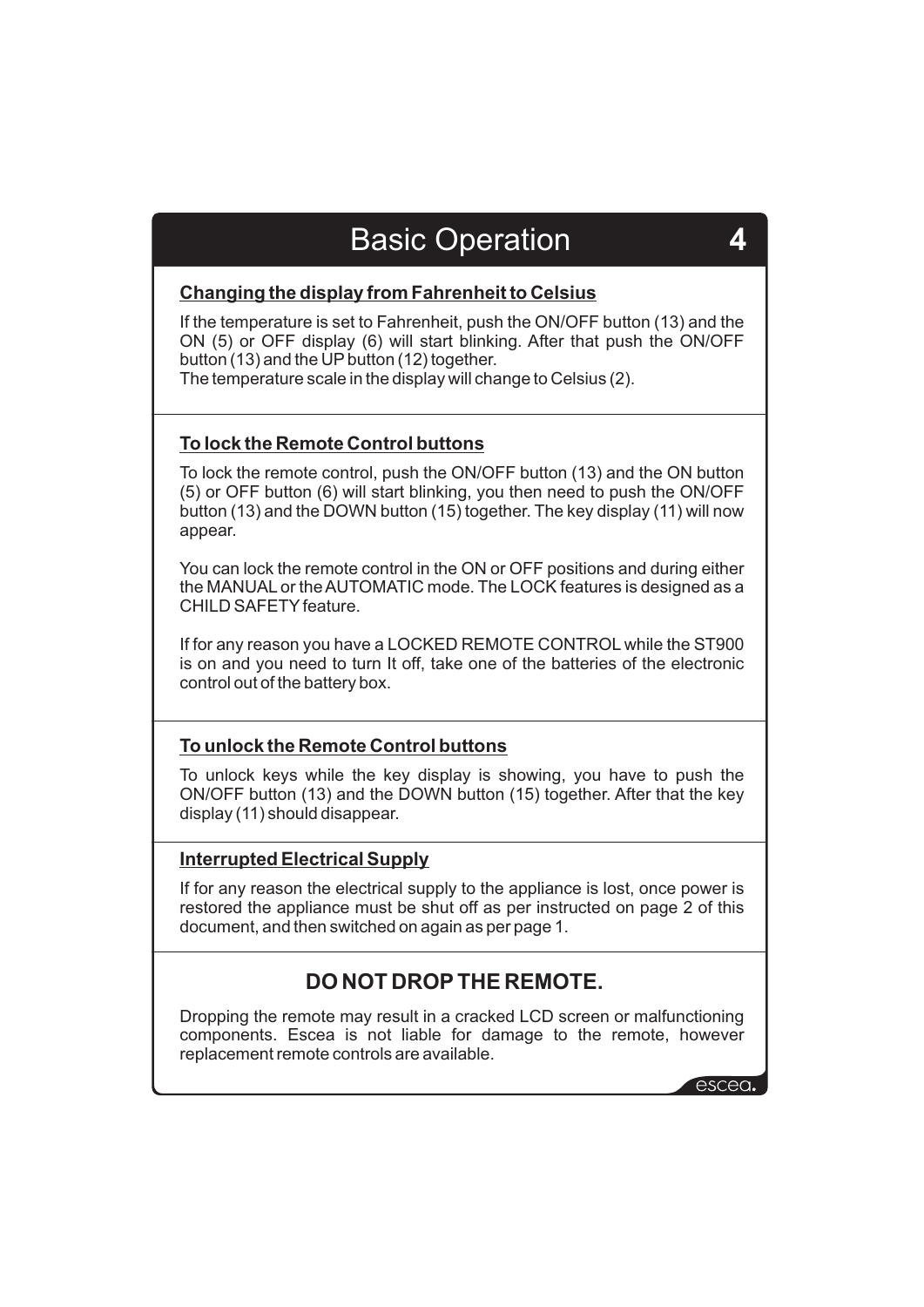# Basic Operation

## 4

### Changing the display from Fahrenheit to Celsius

If the temperature is set to Fahrenheit, push the ON/OFF button (13) and the ON (5) or OFF display (6) will start blinking. After that push the ON/OFF button (13) and the UP button (12) together.
The temperature scale in the display will change to Celsius (2).

### To lock the Remote Control buttons

To lock the remote control, push the ON/OFF button (13) and the ON button (5) or OFF button (6) will start blinking, you then need to push the ON/OFF button (13) and the DOWN button (15) together. The key display (11) will now appear.

You can lock the remote control in the ON or OFF positions and during either the MANUAL or the AUTOMATIC mode. The LOCK features is designed as a CHILD SAFETY feature.

If for any reason you have a LOCKED REMOTE CONTROL while the ST900 is on and you need to turn It off, take one of the batteries of the electronic control out of the battery box.

### To unlock the Remote Control buttons

To unlock keys while the key display is showing, you have to push the ON/OFF button (13) and the DOWN button (15) together. After that the key display (11) should disappear.

### Interrupted Electrical Supply

If for any reason the electrical supply to the appliance is lost, once power is restored the appliance must be shut off as per instructed on page 2 of this document, and then switched on again as per page 1.

### DO NOT DROP THE REMOTE.

Dropping the remote may result in a cracked LCD screen or malfunctioning components. Escea is not liable for damage to the remote, however replacement remote controls are available.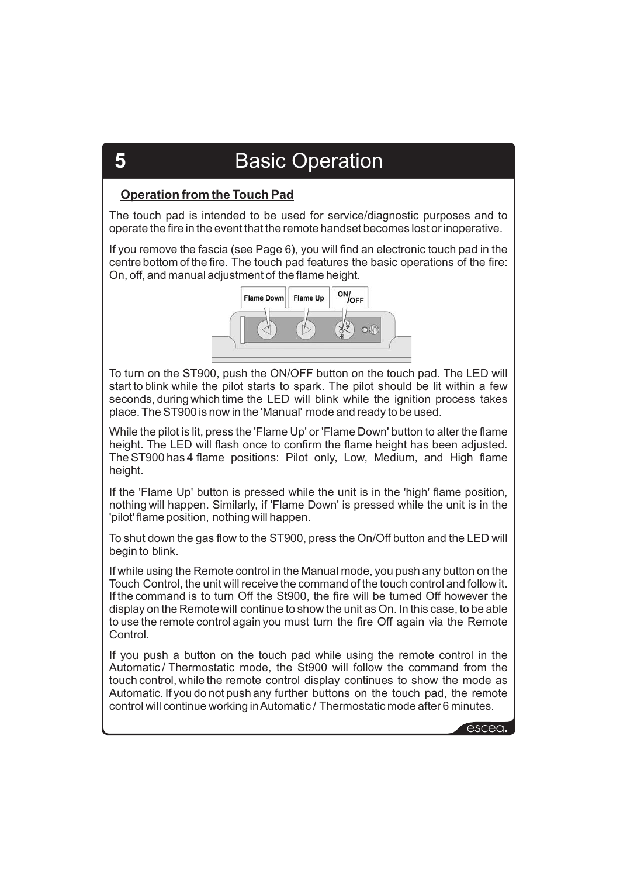# 5 Basic Operation

## Operation from the Touch Pad

The touch pad is intended to be used for service/diagnostic purposes and to operate the fire in the event that the remote handset becomes lost or inoperative.

If you remove the fascia (see Page 6), you will find an electronic touch pad in the centre bottom of the fire. The touch pad features the basic operations of the fire: On, off, and manual adjustment of the flame height.

Flame Down | Flame Up | ON/OFF

To turn on the ST900, push the ON/OFF button on the touch pad. The LED will start to blink while the pilot starts to spark. The pilot should be lit within a few seconds, during which time the LED will blink while the ignition process takes place. The ST900 is now in the 'Manual' mode and ready to be used.

While the pilot is lit, press the 'Flame Up' or 'Flame Down' button to alter the flame height. The LED will flash once to confirm the flame height has been adjusted. The ST900 has 4 flame positions: Pilot only, Low, Medium, and High flame height.

If the 'Flame Up' button is pressed while the unit is in the 'high' flame position, nothing will happen. Similarly, if 'Flame Down' is pressed while the unit is in the 'pilot' flame position, nothing will happen.

To shut down the gas flow to the ST900, press the On/Off button and the LED will begin to blink.

If while using the Remote control in the Manual mode, you push any button on the Touch Control, the unit will receive the command of the touch control and follow it. If the command is to turn Off the St900, the fire will be turned Off however the display on the Remote will continue to show the unit as On. In this case, to be able to use the remote control again you must turn the fire Off again via the Remote Control.

If you push a button on the touch pad while using the remote control in the Automatic / Thermostatic mode, the St900 will follow the command from the touch control, while the remote control display continues to show the mode as Automatic. If you do not push any further buttons on the touch pad, the remote control will continue working in Automatic / Thermostatic mode after 6 minutes.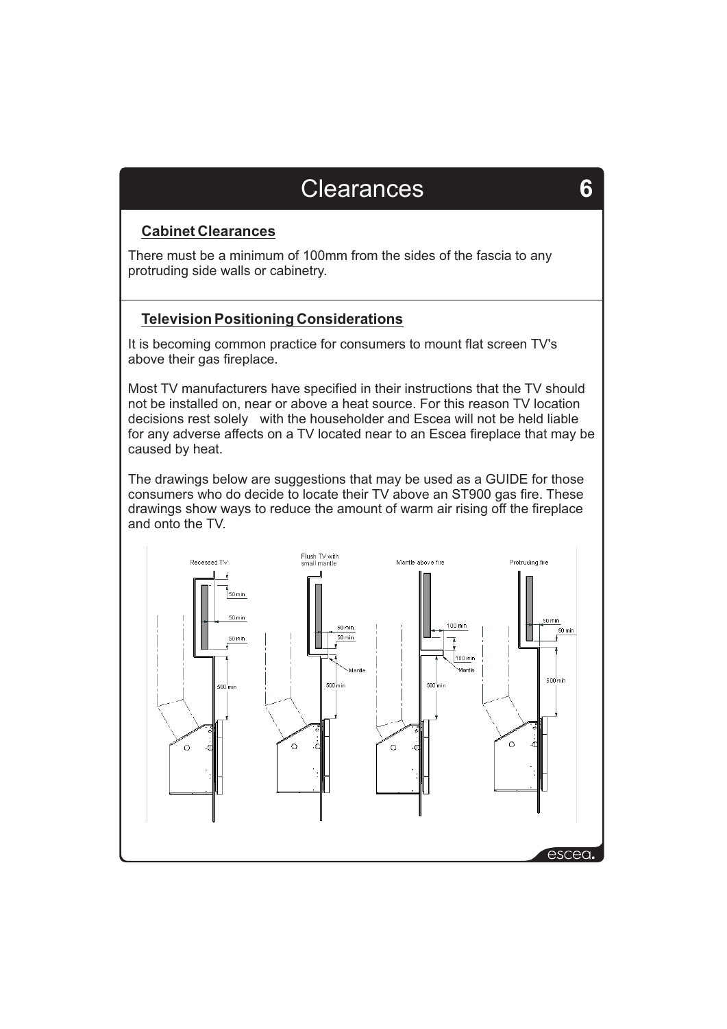# Clearances

## Cabinet Clearances

There must be a minimum of 100mm from the sides of the fascia to any protruding side walls or cabinetry.

## Television Positioning Considerations

It is becoming common practice for consumers to mount flat screen TV's above their gas fireplace.

Most TV manufacturers have specified in their instructions that the TV should not be installed on, near or above a heat source. For this reason TV location decisions rest solely with the householder and Escea will not be held liable for any adverse affects on a TV located near to an Escea fireplace that may be caused by heat.

The drawings below are suggestions that may be used as a GUIDE for those consumers who do decide to locate their TV above an ST900 gas fire. These drawings show ways to reduce the amount of warm air rising off the fireplace and onto the TV.

Recessed TV — 50 min, 50 min, 50 min, 500 min

Flush TV with small mantle — 50 min, 50 min, Mantle, 500 min

Mantle above fire — 100 min, 100 min, Mantle, 500 min

Protruding fire — 50 min, 50 min, 500 min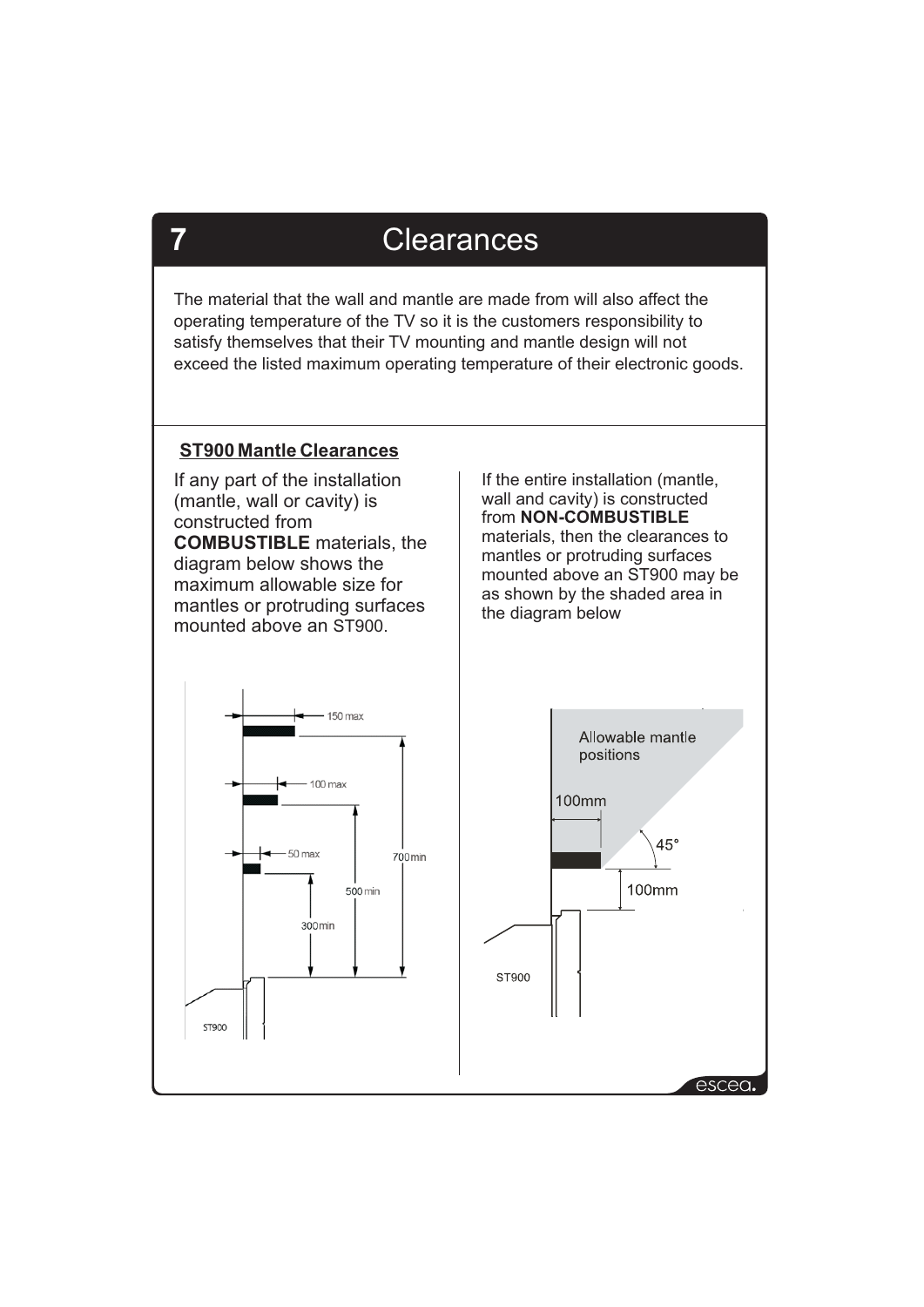# 7 Clearances

The material that the wall and mantle are made from will also affect the operating temperature of the TV so it is the customers responsibility to satisfy themselves that their TV mounting and mantle design will not exceed the listed maximum operating temperature of their electronic goods.

## ST900 Mantle Clearances

If any part of the installation (mantle, wall or cavity) is constructed from **COMBUSTIBLE** materials, the diagram below shows the maximum allowable size for mantles or protruding surfaces mounted above an ST900.

150 max

100 max

50 max

700 min

500 min

300 min

ST900

If the entire installation (mantle, wall and cavity) is constructed from **NON-COMBUSTIBLE** materials, then the clearances to mantles or protruding surfaces mounted above an ST900 may be as shown by the shaded area in the diagram below

Allowable mantle positions

100mm

45°

100mm

ST900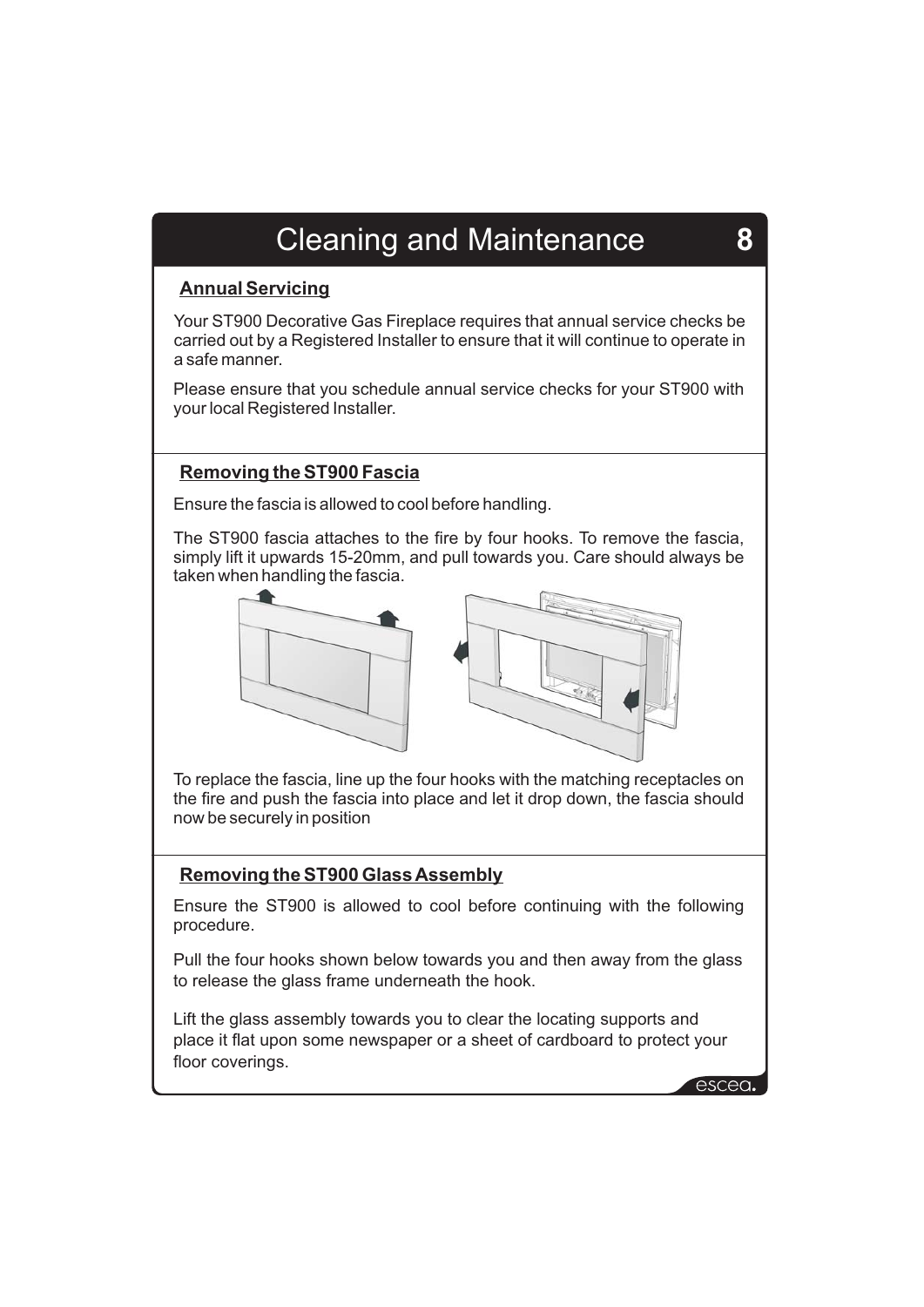# Cleaning and Maintenance

## Annual Servicing

Your ST900 Decorative Gas Fireplace requires that annual service checks be carried out by a Registered Installer to ensure that it will continue to operate in a safe manner.

Please ensure that you schedule annual service checks for your ST900 with your local Registered Installer.

## Removing the ST900 Fascia

Ensure the fascia is allowed to cool before handling.

The ST900 fascia attaches to the fire by four hooks. To remove the fascia, simply lift it upwards 15-20mm, and pull towards you. Care should always be taken when handling the fascia.

To replace the fascia, line up the four hooks with the matching receptacles on the fire and push the fascia into place and let it drop down, the fascia should now be securely in position

## Removing the ST900 Glass Assembly

Ensure the ST900 is allowed to cool before continuing with the following procedure.

Pull the four hooks shown below towards you and then away from the glass to release the glass frame underneath the hook.

Lift the glass assembly towards you to clear the locating supports and place it flat upon some newspaper or a sheet of cardboard to protect your floor coverings.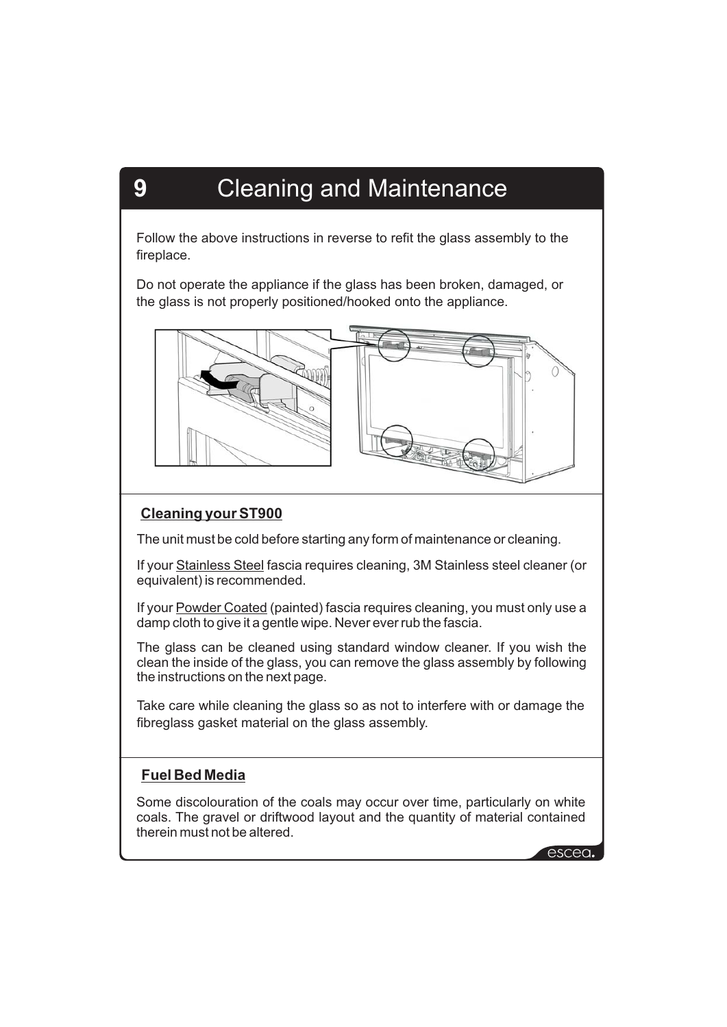# 9 Cleaning and Maintenance

Follow the above instructions in reverse to refit the glass assembly to the fireplace.

Do not operate the appliance if the glass has been broken, damaged, or the glass is not properly positioned/hooked onto the appliance.

## Cleaning your ST900

The unit must be cold before starting any form of maintenance or cleaning.

If your Stainless Steel fascia requires cleaning, 3M Stainless steel cleaner (or equivalent) is recommended.

If your Powder Coated (painted) fascia requires cleaning, you must only use a damp cloth to give it a gentle wipe. Never ever rub the fascia.

The glass can be cleaned using standard window cleaner. If you wish the clean the inside of the glass, you can remove the glass assembly by following the instructions on the next page.

Take care while cleaning the glass so as not to interfere with or damage the fibreglass gasket material on the glass assembly.

## Fuel Bed Media

Some discolouration of the coals may occur over time, particularly on white coals. The gravel or driftwood layout and the quantity of material contained therein must not be altered.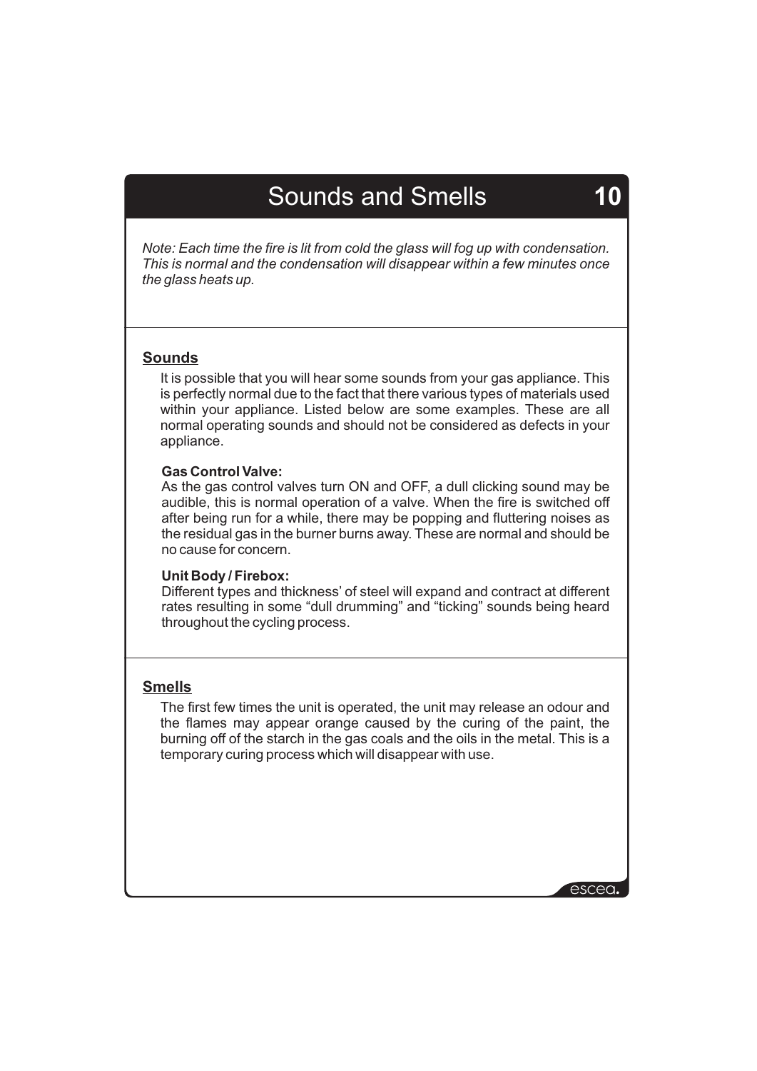# Sounds and Smells

*Note: Each time the fire is lit from cold the glass will fog up with condensation. This is normal and the condensation will disappear within a few minutes once the glass heats up.*

## Sounds

It is possible that you will hear some sounds from your gas appliance. This is perfectly normal due to the fact that there various types of materials used within your appliance. Listed below are some examples. These are all normal operating sounds and should not be considered as defects in your appliance.

**Gas Control Valve:**
As the gas control valves turn ON and OFF, a dull clicking sound may be audible, this is normal operation of a valve. When the fire is switched off after being run for a while, there may be popping and fluttering noises as the residual gas in the burner burns away. These are normal and should be no cause for concern.

**Unit Body / Firebox:**
Different types and thickness' of steel will expand and contract at different rates resulting in some "dull drumming" and "ticking" sounds being heard throughout the cycling process.

## Smells

The first few times the unit is operated, the unit may release an odour and the flames may appear orange caused by the curing of the paint, the burning off of the starch in the gas coals and the oils in the metal. This is a temporary curing process which will disappear with use.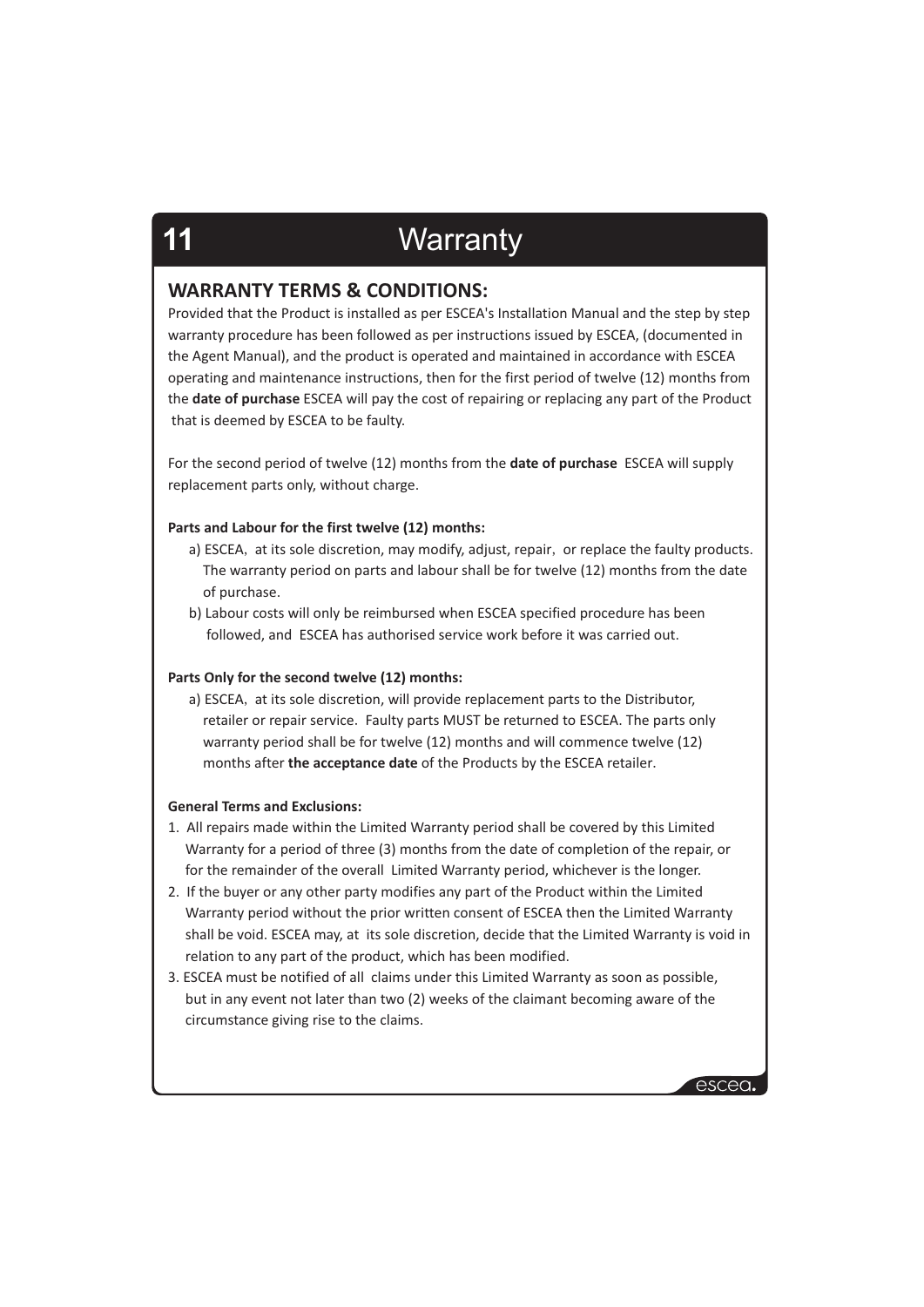# 11 Warranty

## WARRANTY TERMS & CONDITIONS:

Provided that the Product is installed as per ESCEA's Installation Manual and the step by step warranty procedure has been followed as per instructions issued by ESCEA, (documented in the Agent Manual), and the product is operated and maintained in accordance with ESCEA operating and maintenance instructions, then for the first period of twelve (12) months from the **date of purchase** ESCEA will pay the cost of repairing or replacing any part of the Product that is deemed by ESCEA to be faulty.

For the second period of twelve (12) months from the **date of purchase** ESCEA will supply replacement parts only, without charge.

**Parts and Labour for the first twelve (12) months:**

a) ESCEA, at its sole discretion, may modify, adjust, repair, or replace the faulty products. The warranty period on parts and labour shall be for twelve (12) months from the date of purchase.

b) Labour costs will only be reimbursed when ESCEA specified procedure has been followed, and ESCEA has authorised service work before it was carried out.

**Parts Only for the second twelve (12) months:**

a) ESCEA, at its sole discretion, will provide replacement parts to the Distributor, retailer or repair service. Faulty parts MUST be returned to ESCEA. The parts only warranty period shall be for twelve (12) months and will commence twelve (12) months after **the acceptance date** of the Products by the ESCEA retailer.

**General Terms and Exclusions:**

1. All repairs made within the Limited Warranty period shall be covered by this Limited Warranty for a period of three (3) months from the date of completion of the repair, or for the remainder of the overall Limited Warranty period, whichever is the longer.
2. If the buyer or any other party modifies any part of the Product within the Limited Warranty period without the prior written consent of ESCEA then the Limited Warranty shall be void. ESCEA may, at its sole discretion, decide that the Limited Warranty is void in relation to any part of the product, which has been modified.
3. ESCEA must be notified of all claims under this Limited Warranty as soon as possible, but in any event not later than two (2) weeks of the claimant becoming aware of the circumstance giving rise to the claims.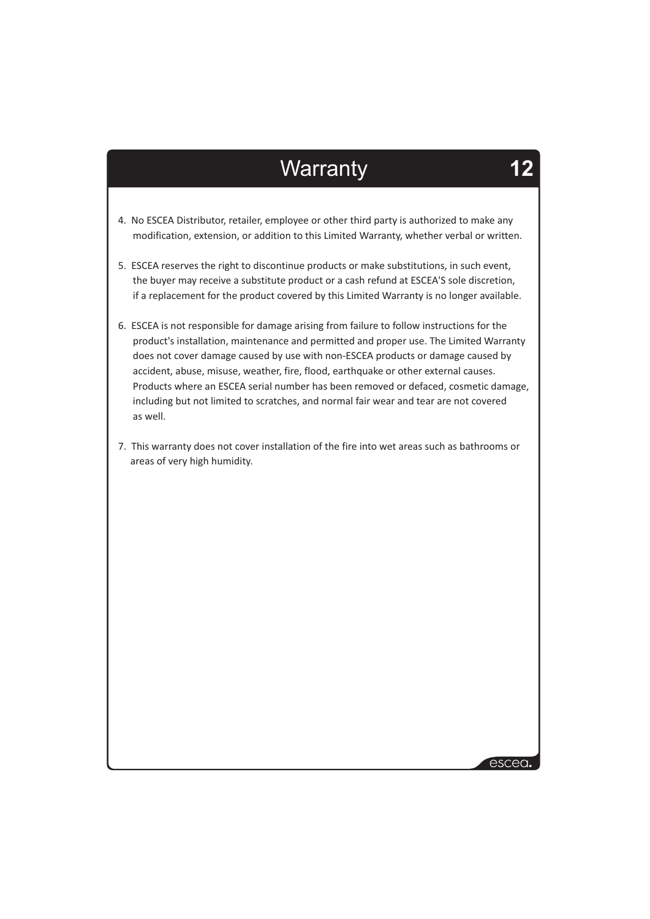# Warranty

4. No ESCEA Distributor, retailer, employee or other third party is authorized to make any modification, extension, or addition to this Limited Warranty, whether verbal or written.

5. ESCEA reserves the right to discontinue products or make substitutions, in such event, the buyer may receive a substitute product or a cash refund at ESCEA'S sole discretion, if a replacement for the product covered by this Limited Warranty is no longer available.

6. ESCEA is not responsible for damage arising from failure to follow instructions for the product's installation, maintenance and permitted and proper use. The Limited Warranty does not cover damage caused by use with non-ESCEA products or damage caused by accident, abuse, misuse, weather, fire, flood, earthquake or other external causes. Products where an ESCEA serial number has been removed or defaced, cosmetic damage, including but not limited to scratches, and normal fair wear and tear are not covered as well.

7. This warranty does not cover installation of the fire into wet areas such as bathrooms or areas of very high humidity.